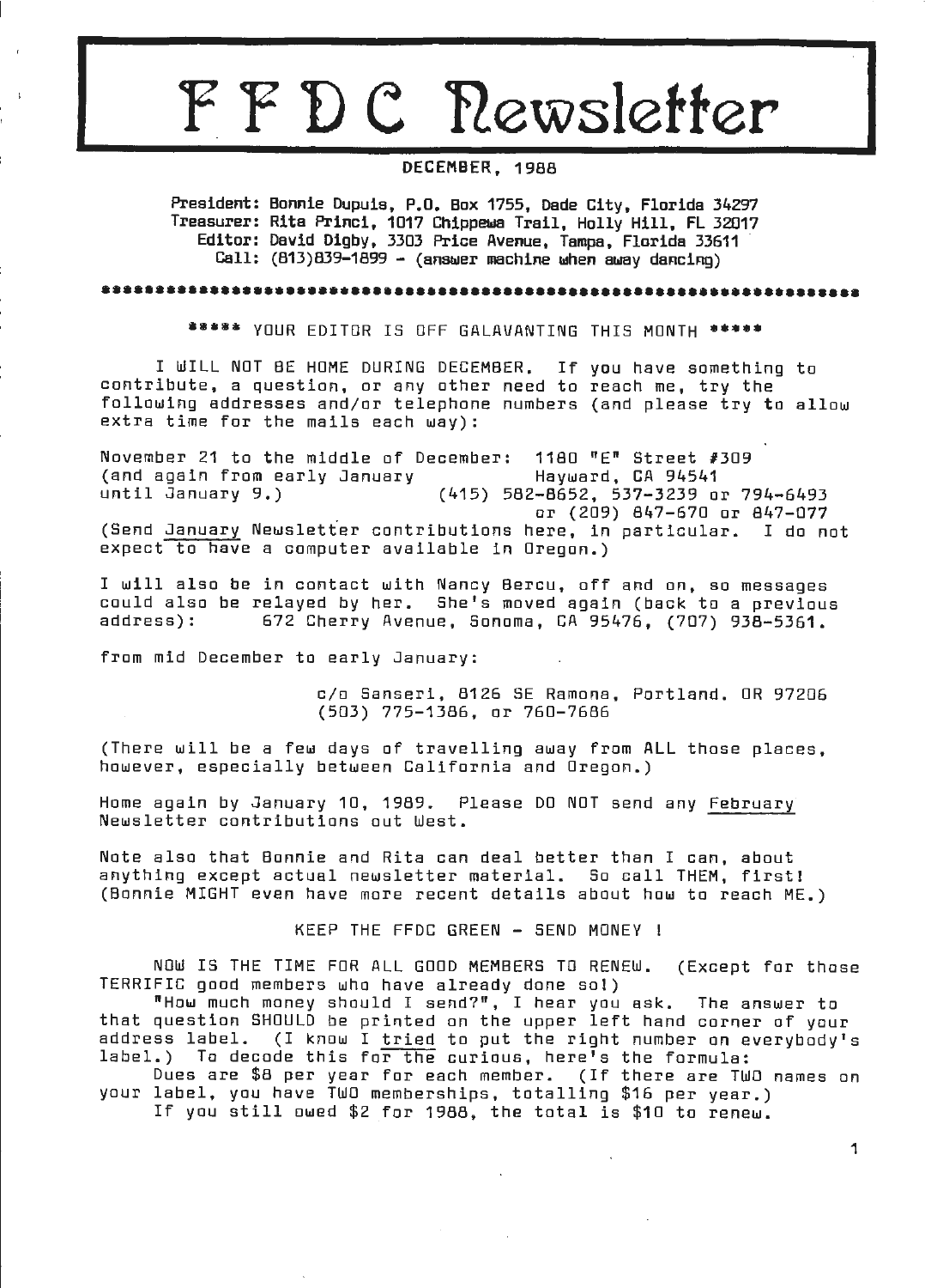# FFDC Newsletter

**DECEMBER, 1988**

**President: Bonnie Dupuis, P.O. Box 1755, Dade City, Florida 34297**
**Treasurer: Rita Princi, 1017 Chippewa Trail, Holly Hill, FL 32017**
**Editor: David Digby, 3303 Price Avenue, Tampa, Florida 33611**
**Call: (813)839-1899 - (answer machine when away dancing)**

****************************************************************************

***** YOUR EDITOR IS OFF GALAVANTING THIS MONTH *****

I WILL NOT BE HOME DURING DECEMBER. If you have something to contribute, a question, or any other need to reach me, try the following addresses and/or telephone numbers (and please try to allow extra time for the mails each way):

November 21 to the middle of December: 1180 "E" Street #309
(and again from early January Hayward, CA 94541
until January 9.) (415) 582-8652, 537-3239 or 794-6493
or (209) 847-670 or 847-077

(Send January Newsletter contributions here, in particular. I do not expect to have a computer available in Oregon.)

I will also be in contact with Nancy Bercu, off and on, so messages could also be relayed by her. She's moved again (back to a previous address): 672 Cherry Avenue, Sonoma, CA 95476, (707) 938-5361.

from mid December to early January:

c/o Sanseri, 8126 SE Ramona, Portland. OR 97206
(503) 775-1386, or 760-7686

(There will be a few days of travelling away from ALL those places, however, especially between California and Oregon.)

Home again by January 10, 1989. Please DO NOT send any February Newsletter contributions out West.

Note also that Bonnie and Rita can deal better than I can, about anything except actual newsletter material. So call THEM, first! (Bonnie MIGHT even have more recent details about how to reach ME.)

KEEP THE FFDC GREEN - SEND MONEY !

NOW IS THE TIME FOR ALL GOOD MEMBERS TO RENEW. (Except for those TERRIFIC good members who have already done so!)

"How much money should I send?", I hear you ask. The answer to that question SHOULD be printed on the upper left hand corner of your address label. (I know I tried to put the right number on everybody's label.) To decode this for the curious, here's the formula:

Dues are $8 per year for each member. (If there are TWO names on your label, you have TWO memberships, totalling $16 per year.)

If you still owed $2 for 1988, the total is $10 to renew.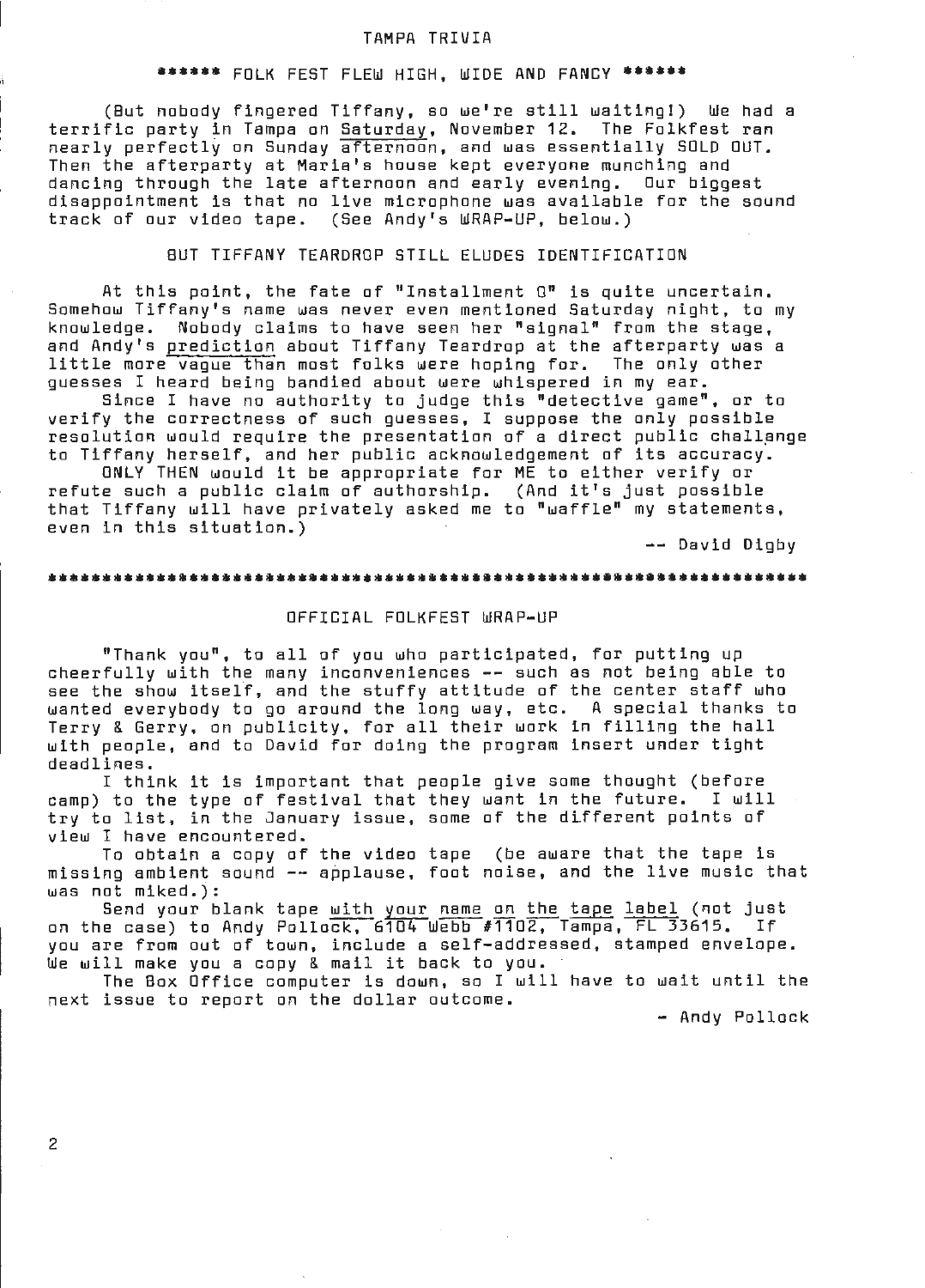# TAMPA TRIVIA

## ****** FOLK FEST FLEW HIGH, WIDE AND FANCY ******

(But nobody fingered Tiffany, so we're still waiting!) We had a terrific party in Tampa on Saturday, November 12. The Folkfest ran nearly perfectly on Sunday afternoon, and was essentially SOLD OUT. Then the afterparty at Maria's house kept everyone munching and dancing through the late afternoon and early evening. Our biggest disappointment is that no live microphone was available for the sound track of our video tape. (See Andy's WRAP-UP, below.)

### BUT TIFFANY TEARDROP STILL ELUDES IDENTIFICATION

At this point, the fate of "Installment 0" is quite uncertain. Somehow Tiffany's name was never even mentioned Saturday night, to my knowledge. Nobody claims to have seen her "signal" from the stage, and Andy's prediction about Tiffany Teardrop at the afterparty was a little more vague than most folks were hoping for. The only other guesses I heard being bandied about were whispered in my ear.

Since I have no authority to judge this "detective game", or to verify the correctness of such guesses, I suppose the only possible resolution would require the presentation of a direct public challange to Tiffany herself, and her public acknowledgement of its accuracy.

ONLY THEN would it be appropriate for ME to either verify or refute such a public claim of authorship. (And it's just possible that Tiffany will have privately asked me to "waffle" my statements, even in this situation.)

-- David Digby

---

### OFFICIAL FOLKFEST WRAP-UP

"Thank you", to all of you who participated, for putting up cheerfully with the many inconveniences -- such as not being able to see the show itself, and the stuffy attitude of the center staff who wanted everybody to go around the long way, etc. A special thanks to Terry & Gerry, on publicity, for all their work in filling the hall with people, and to David for doing the program insert under tight deadlines.

I think it is important that people give some thought (before camp) to the type of festival that they want in the future. I will try to list, in the January issue, some of the different points of view I have encountered.

To obtain a copy of the video tape (be aware that the tape is missing ambient sound -- applause, foot noise, and the live music that was not miked.):

Send your blank tape with your name on the tape label (not just on the case) to Andy Pollock, 6104 Webb #1102, Tampa, FL 33615. If you are from out of town, include a self-addressed, stamped envelope. We will make you a copy & mail it back to you.

The Box Office computer is down, so I will have to wait until the next issue to report on the dollar outcome.

- Andy Pollock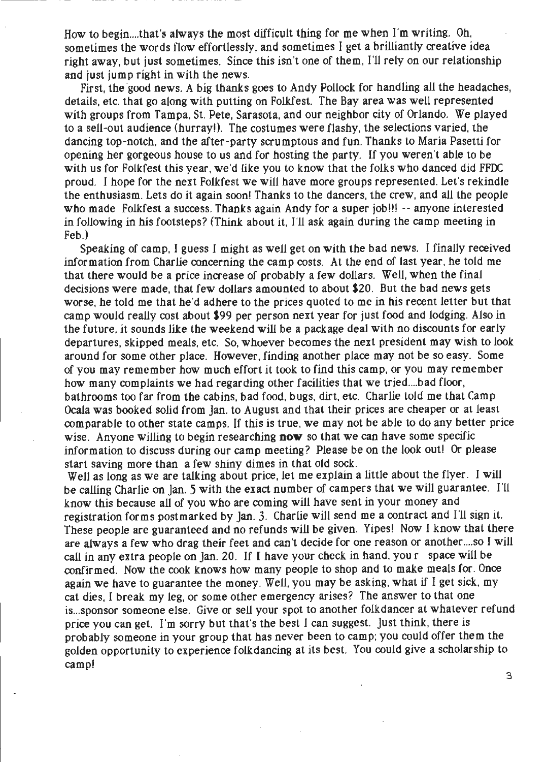How to begin....that's always the most difficult thing for me when I'm writing. Oh, sometimes the words flow effortlessly, and sometimes I get a brilliantly creative idea right away, but just sometimes. Since this isn't one of them, I'll rely on our relationship and just jump right in with the news.

First, the good news. A big thanks goes to Andy Pollock for handling all the headaches, details, etc. that go along with putting on Folkfest. The Bay area was well represented with groups from Tampa, St. Pete, Sarasota, and our neighbor city of Orlando. We played to a sell-out audience (hurray!). The costumes were flashy, the selections varied, the dancing top-notch, and the after-party scrumptous and fun. Thanks to Maria Pasetti for opening her gorgeous house to us and for hosting the party. If you weren't able to be with us for Folkfest this year, we'd like you to know that the folks who danced did FFDC proud. I hope for the next Folkfest we will have more groups represented. Let's rekindle the enthusiasm. Lets do it again soon! Thanks to the dancers, the crew, and all the people who made Folkfest a success. Thanks again Andy for a super job!!! -- anyone interested in following in his footsteps? (Think about it, I'll ask again during the camp meeting in Feb.)

Speaking of camp, I guess I might as well get on with the bad news. I finally received information from Charlie concerning the camp costs. At the end of last year, he told me that there would be a price increase of probably a few dollars. Well, when the final decisions were made, that few dollars amounted to about $20. But the bad news gets worse, he told me that he'd adhere to the prices quoted to me in his recent letter but that camp would really cost about $99 per person next year for just food and lodging. Also in the future, it sounds like the weekend will be a package deal with no discounts for early departures, skipped meals, etc. So, whoever becomes the next president may wish to look around for some other place. However, finding another place may not be so easy. Some of you may remember how much effort it took to find this camp, or you may remember how many complaints we had regarding other facilities that we tried....bad floor, bathrooms too far from the cabins, bad food, bugs, dirt, etc. Charlie told me that Camp Ocala was booked solid from Jan. to August and that their prices are cheaper or at least comparable to other state camps. If this is true, we may not be able to do any better price wise. Anyone willing to begin researching **now** so that we can have some specific information to discuss during our camp meeting? Please be on the look out! Or please start saving more than a few shiny dimes in that old sock.

Well as long as we are talking about price, let me explain a little about the flyer. I will be calling Charlie on Jan. 5 with the exact number of campers that we will guarantee. I'll know this because all of you who are coming will have sent in your money and registration forms postmarked by Jan. 3. Charlie will send me a contract and I'll sign it. These people are guaranteed and no refunds will be given. Yipes! Now I know that there are always a few who drag their feet and can't decide for one reason or another....so I will call in any extra people on Jan. 20. If I have your check in hand, your space will be confirmed. Now the cook knows how many people to shop and to make meals for. Once again we have to guarantee the money. Well, you may be asking, what if I get sick, my cat dies, I break my leg, or some other emergency arises? The answer to that one is...sponsor someone else. Give or sell your spot to another folkdancer at whatever refund price you can get. I'm sorry but that's the best I can suggest. Just think, there is probably someone in your group that has never been to camp; you could offer them the golden opportunity to experience folkdancing at its best. You could give a scholarship to camp!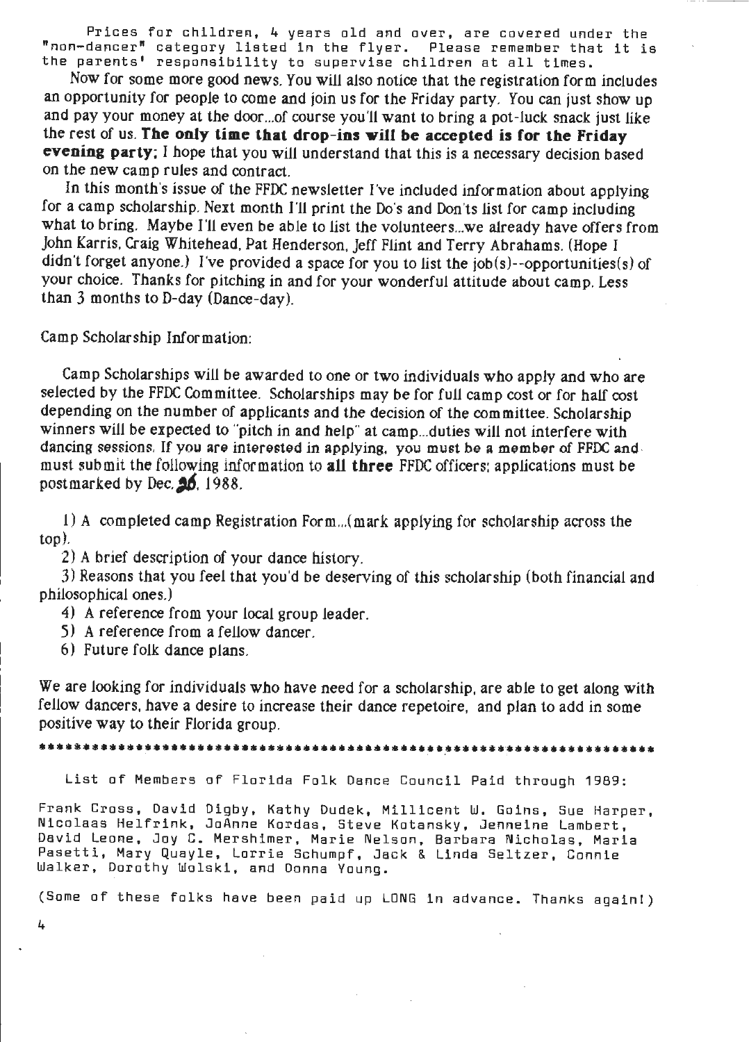Prices for children, 4 years old and over, are covered under the "non-dancer" category listed in the flyer. Please remember that it is the parents' responsibility to supervise children at all times.

Now for some more good news. You will also notice that the registration form includes an opportunity for people to come and join us for the Friday party. You can just show up and pay your money at the door...of course you'll want to bring a pot-luck snack just like the rest of us. **The only time that drop-ins will be accepted is for the Friday evening party**; I hope that you will understand that this is a necessary decision based on the new camp rules and contract.

In this month's issue of the FFDC newsletter I've included information about applying for a camp scholarship. Next month I'll print the Do's and Don'ts list for camp including what to bring. Maybe I'll even be able to list the volunteers...we already have offers from John Karris, Craig Whitehead, Pat Henderson, Jeff Flint and Terry Abrahams. (Hope I didn't forget anyone.) I've provided a space for you to list the job(s)--opportunities(s) of your choice. Thanks for pitching in and for your wonderful attitude about camp. Less than 3 months to D-day (Dance-day).

Camp Scholarship Information:

Camp Scholarships will be awarded to one or two individuals who apply and who are selected by the FFDC Committee. Scholarships may be for full camp cost or for half cost depending on the number of applicants and the decision of the committee. Scholarship winners will be expected to "pitch in and help" at camp...duties will not interfere with dancing sessions. If you are interested in applying, you must be a member of FFDC and must submit the following information to **all three** FFDC officers; applications must be postmarked by Dec. 26, 1988.

1) A completed camp Registration Form...(mark applying for scholarship across the top).

2) A brief description of your dance history.

3) Reasons that you feel that you'd be deserving of this scholarship (both financial and philosophical ones.)

4) A reference from your local group leader.

5) A reference from a fellow dancer.

6) Future folk dance plans.

We are looking for individuals who have need for a scholarship, are able to get along with fellow dancers, have a desire to increase their dance repetoire, and plan to add in some positive way to their Florida group.

*************************************************************************

List of Members of Florida Folk Dance Council Paid through 1989:

Frank Cross, David Digby, Kathy Dudek, Millicent W. Goins, Sue Harper, Nicolaas Helfrink, JoAnne Kordas, Steve Kotansky, Jenneine Lambert, David Leone, Joy C. Mershimer, Marie Nelson, Barbara Nicholas, Maria Pasetti, Mary Quayle, Lorrie Schumpf, Jack & Linda Seltzer, Connie Walker, Dorothy Wolski, and Donna Young.

(Some of these folks have been paid up LONG in advance. Thanks again!)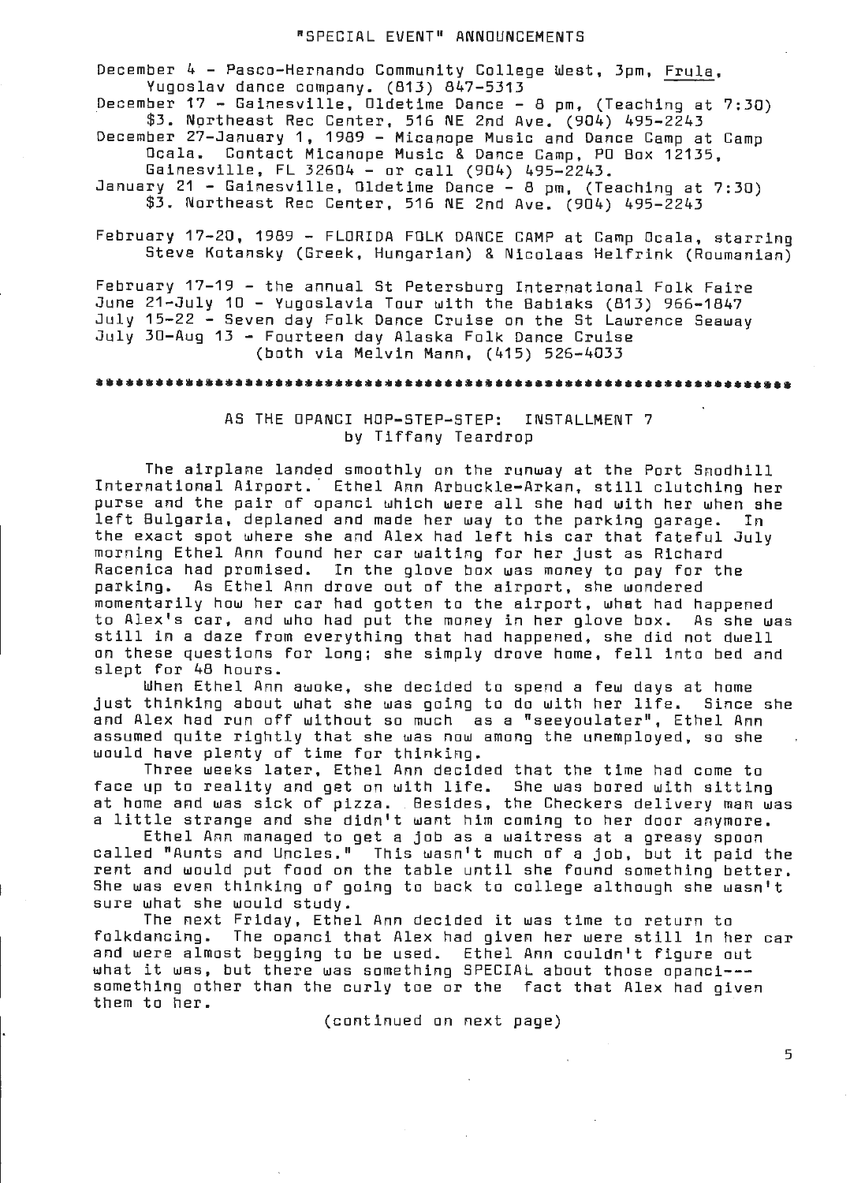## "SPECIAL EVENT" ANNOUNCEMENTS

December 4 - Pasco-Hernando Community College West, 3pm, Frula, Yugoslav dance company. (813) 847-5313

December 17 - Gainesville, Oldetime Dance - 8 pm, (Teaching at 7:30) $3. Northeast Rec Center, 516 NE 2nd Ave. (904) 495-2243

December 27-January 1, 1989 - Micanope Music and Dance Camp at Camp Ocala. Contact Micanope Music & Dance Camp, PO Box 12135, Gainesville, FL 32604 - or call (904) 495-2243.

January 21 - Gainesville, Oldetime Dance - 8 pm, (Teaching at 7:30) $3. Northeast Rec Center, 516 NE 2nd Ave. (904) 495-2243

February 17-20, 1989 - FLORIDA FOLK DANCE CAMP at Camp Ocala, starring Steve Kotansky (Greek, Hungarian) & Nicolaas Helfrink (Roumanian)

February 17-19 - the annual St Petersburg International Folk Faire
June 21-July 10 - Yugoslavia Tour with the Babiaks (813) 966-1847
July 15-22 - Seven day Folk Dance Cruise on the St Lawrence Seaway
July 30-Aug 13 - Fourteen day Alaska Folk Dance Cruise
(both via Melvin Mann, (415) 526-4033

*******************************************************************

## AS THE OPANCI HOP-STEP-STEP: INSTALLMENT 7
by Tiffany Teardrop

The airplane landed smoothly on the runway at the Port Snodhill International Airport. Ethel Ann Arbuckle-Arkan, still clutching her purse and the pair of opanci which were all she had with her when she left Bulgaria, deplaned and made her way to the parking garage. In the exact spot where she and Alex had left his car that fateful July morning Ethel Ann found her car waiting for her just as Richard Racenica had promised. In the glove box was money to pay for the parking. As Ethel Ann drove out of the airport, she wondered momentarily how her car had gotten to the airport, what had happened to Alex's car, and who had put the money in her glove box. As she was still in a daze from everything that had happened, she did not dwell on these questions for long; she simply drove home, fell into bed and slept for 48 hours.

When Ethel Ann awoke, she decided to spend a few days at home just thinking about what she was going to do with her life. Since she and Alex had run off without so much as a "seeyoulater", Ethel Ann assumed quite rightly that she was now among the unemployed, so she would have plenty of time for thinking.

Three weeks later, Ethel Ann decided that the time had come to face up to reality and get on with life. She was bored with sitting at home and was sick of pizza. Besides, the Checkers delivery man was a little strange and she didn't want him coming to her door anymore.

Ethel Ann managed to get a job as a waitress at a greasy spoon called "Aunts and Uncles." This wasn't much of a job, but it paid the rent and would put food on the table until she found something better. She was even thinking of going to back to college although she wasn't sure what she would study.

The next Friday, Ethel Ann decided it was time to return to folkdancing. The opanci that Alex had given her were still in her car and were almost begging to be used. Ethel Ann couldn't figure out what it was, but there was something SPECIAL about those opanci---something other than the curly toe or the fact that Alex had given them to her.

(continued on next page)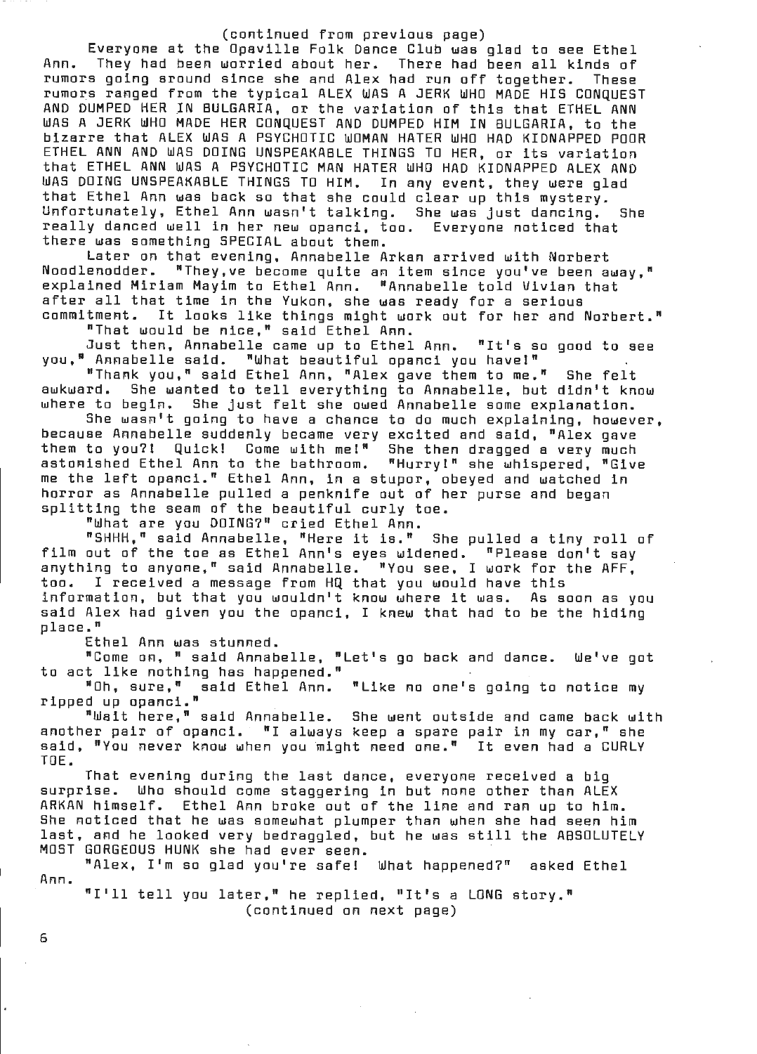(continued from previous page)

Everyone at the Opaville Folk Dance Club was glad to see Ethel Ann. They had been worried about her. There had been all kinds of rumors going around since she and Alex had run off together. These rumors ranged from the typical ALEX WAS A JERK WHO MADE HIS CONQUEST AND DUMPED HER IN BULGARIA, or the variation of this that ETHEL ANN WAS A JERK WHO MADE HER CONQUEST AND DUMPED HIM IN BULGARIA, to the bizarre that ALEX WAS A PSYCHOTIC WOMAN HATER WHO HAD KIDNAPPED POOR ETHEL ANN AND WAS DOING UNSPEAKABLE THINGS TO HER, or its variation that ETHEL ANN WAS A PSYCHOTIC MAN HATER WHO HAD KIDNAPPED ALEX AND WAS DOING UNSPEAKABLE THINGS TO HIM. In any event, they were glad that Ethel Ann was back so that she could clear up this mystery. Unfortunately, Ethel Ann wasn't talking. She was just dancing. She really danced well in her new opanci, too. Everyone noticed that there was something SPECIAL about them.

Later on that evening, Annabelle Arkan arrived with Norbert Noodlenodder. "They,ve become quite an item since you've been away," explained Miriam Mayim to Ethel Ann. "Annabelle told Vivian that after all that time in the Yukon, she was ready for a serious commitment. It looks like things might work out for her and Norbert."

"That would be nice," said Ethel Ann.

Just then, Annabelle came up to Ethel Ann. "It's so good to see you," Annabelle said. "What beautiful opanci you have!"

"Thank you," said Ethel Ann, "Alex gave them to me." She felt awkward. She wanted to tell everything to Annabelle, but didn't know where to begin. She just felt she owed Annabelle some explanation.

She wasn't going to have a chance to do much explaining, however, because Annabelle suddenly became very excited and said, "Alex gave them to you?! Quick! Come with me!" She then dragged a very much astonished Ethel Ann to the bathroom. "Hurry!" she whispered, "Give me the left opanci." Ethel Ann, in a stupor, obeyed and watched in horror as Annabelle pulled a penknife out of her purse and began splitting the seam of the beautiful curly toe.

"What are you DOING?" cried Ethel Ann.

"SHHH," said Annabelle, "Here it is." She pulled a tiny roll of film out of the toe as Ethel Ann's eyes widened. "Please don't say anything to anyone," said Annabelle. "You see, I work for the AFF, too. I received a message from HQ that you would have this information, but that you wouldn't know where it was. As soon as you said Alex had given you the opanci, I knew that had to be the hiding place."

Ethel Ann was stunned.

"Come on, " said Annabelle, "Let's go back and dance. We've got to act like nothing has happened."

"Oh, sure," said Ethel Ann. "Like no one's going to notice my ripped up opanci."

"Wait here," said Annabelle. She went outside and came back with another pair of opanci. "I always keep a spare pair in my car," she said, "You never know when you might need one." It even had a CURLY TOE.

That evening during the last dance, everyone received a big surprise. Who should come staggering in but none other than ALEX ARKAN himself. Ethel Ann broke out of the line and ran up to him. She noticed that he was somewhat plumper than when she had seen him last, and he looked very bedraggled, but he was still the ABSOLUTELY MOST GORGEOUS HUNK she had ever seen.

"Alex, I'm so glad you're safe! What happened?" asked Ethel Ann.

"I'll tell you later," he replied, "It's a LONG story."

(continued on next page)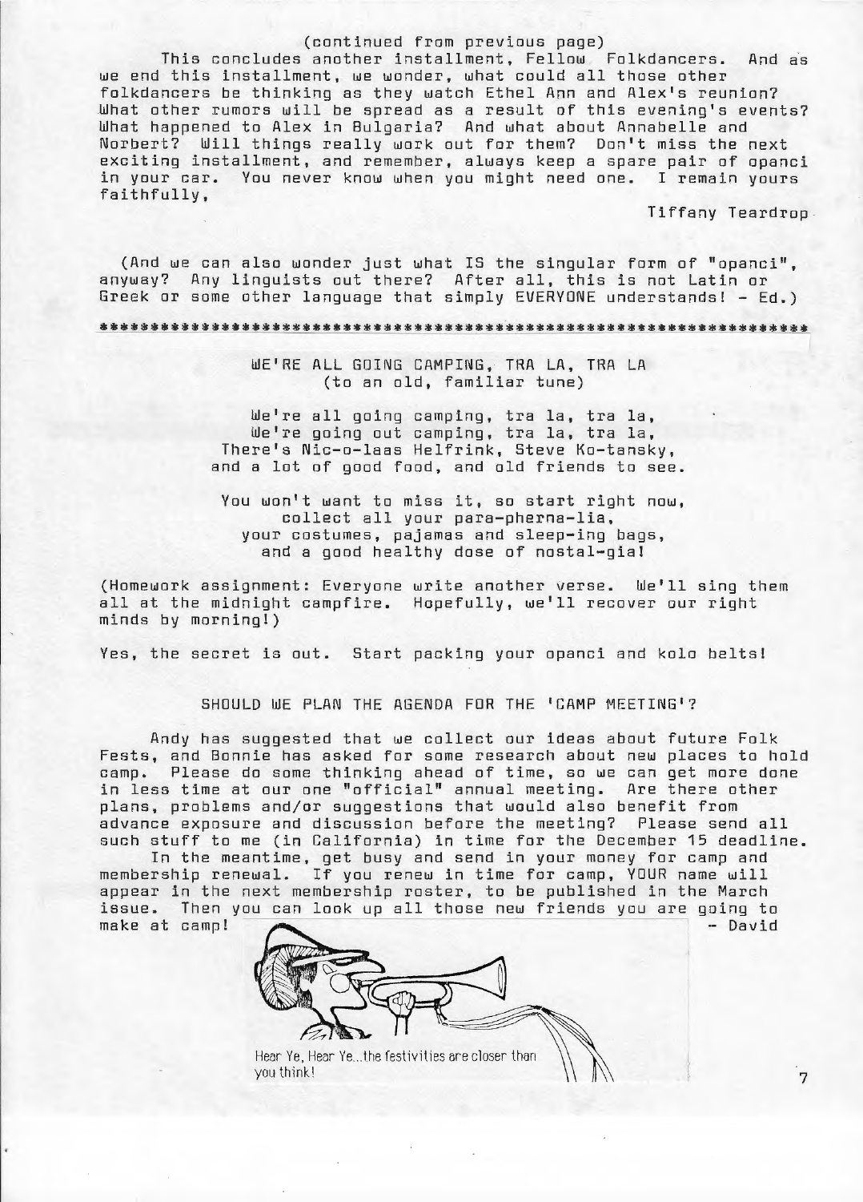(continued from previous page)

This concludes another installment, Fellow Folkdancers. And as we end this installment, we wonder, what could all those other folkdancers be thinking as they watch Ethel Ann and Alex's reunion? What other rumors will be spread as a result of this evening's events? What happened to Alex in Bulgaria? And what about Annabelle and Norbert? Will things really work out for them? Don't miss the next exciting installment, and remember, always keep a spare pair of opanci in your car. You never know when you might need one. I remain yours faithfully,

Tiffany Teardrop

(And we can also wonder just what IS the singular form of "opanci", anyway? Any linguists out there? After all, this is not Latin or Greek or some other language that simply EVERYONE understands! - Ed.)

***********************************************************************

## WE'RE ALL GOING CAMPING, TRA LA, TRA LA
(to an old, familiar tune)

We're all going camping, tra la, tra la,
We're going out camping, tra la, tra la,
There's Nic-o-laas Helfrink, Steve Ko-tansky,
and a lot of good food, and old friends to see.

You won't want to miss it, so start right now,
collect all your para-pherna-lia,
your costumes, pajamas and sleep-ing bags,
and a good healthy dose of nostal-gia!

(Homework assignment: Everyone write another verse. We'll sing them all at the midnight campfire. Hopefully, we'll recover our right minds by morning!)

Yes, the secret is out. Start packing your opanci and kolo belts!

## SHOULD WE PLAN THE AGENDA FOR THE 'CAMP MEETING'?

Andy has suggested that we collect our ideas about future Folk Fests, and Bonnie has asked for some research about new places to hold camp. Please do some thinking ahead of time, so we can get more done in less time at our one "official" annual meeting. Are there other plans, problems and/or suggestions that would also benefit from advance exposure and discussion before the meeting? Please send all such stuff to me (in California) in time for the December 15 deadline.

In the meantime, get busy and send in your money for camp and membership renewal. If you renew in time for camp, YOUR name will appear in the next membership roster, to be published in the March issue. Then you can look up all those new friends you are going to make at camp!

\- David

Hear Ye, Hear Ye...the festivities are closer than you think!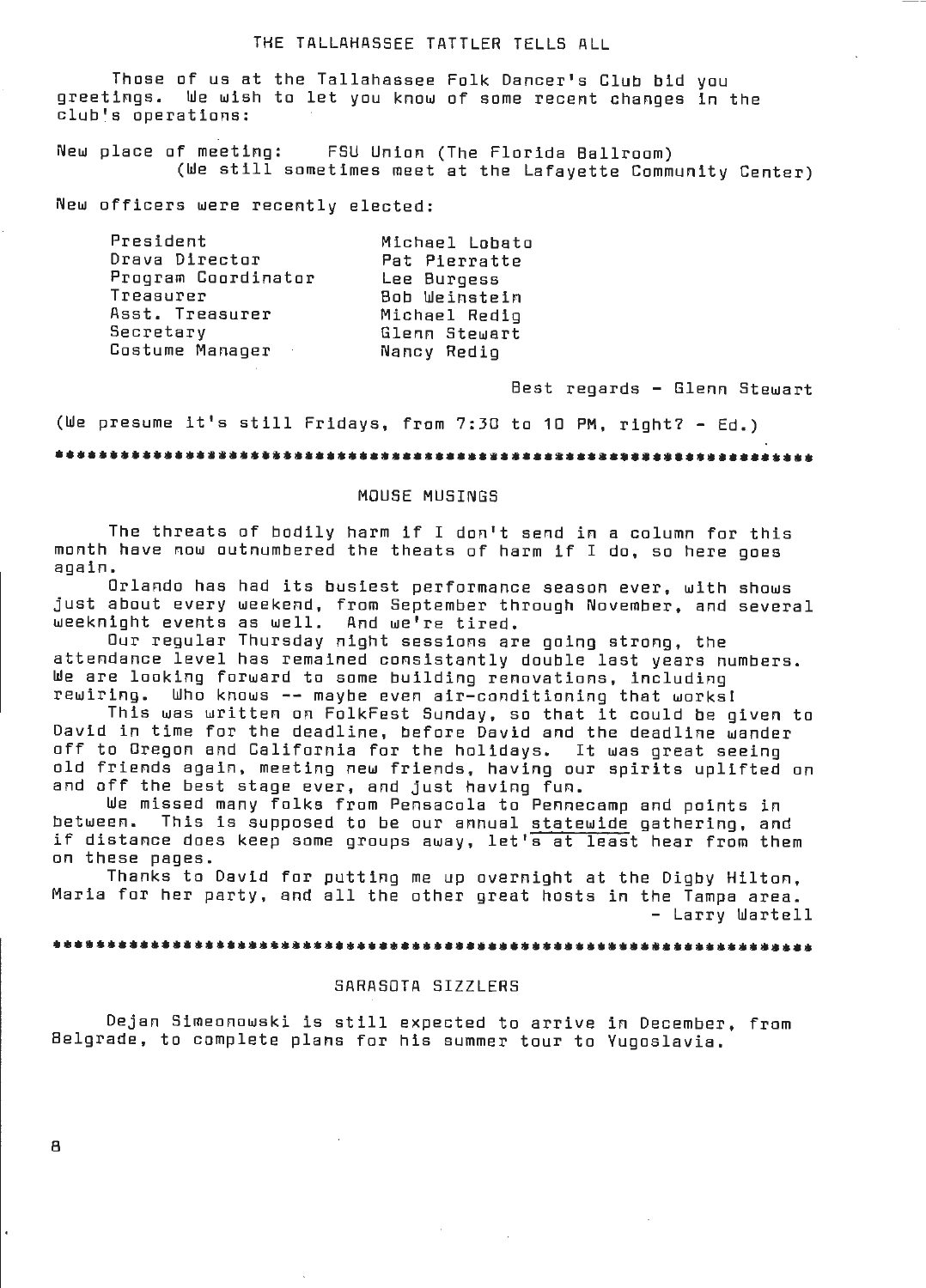## THE TALLAHASSEE TATTLER TELLS ALL

Those of us at the Tallahassee Folk Dancer's Club bid you greetings. We wish to let you know of some recent changes in the club's operations:

New place of meeting: FSU Union (The Florida Ballroom)
(We still sometimes meet at the Lafayette Community Center)

New officers were recently elected:

| | |
|---|---|
| President | Michael Lobato |
| Drava Director | Pat Pierratte |
| Program Coordinator | Lee Burgess |
| Treasurer | Bob Weinstein |
| Asst. Treasurer | Michael Redig |
| Secretary | Glenn Stewart |
| Costume Manager | Nancy Redig |

Best regards - Glenn Stewart

(We presume it's still Fridays, from 7:30 to 10 PM, right? - Ed.)

***

## MOUSE MUSINGS

The threats of bodily harm if I don't send in a column for this month have now outnumbered the theats of harm if I do, so here goes again.

Orlando has had its busiest performance season ever, with shows just about every weekend, from September through November, and several weeknight events as well. And we're tired.

Our regular Thursday night sessions are going strong, the attendance level has remained consistantly double last years numbers. We are looking forward to some building renovations, including rewiring. Who knows -- maybe even air-conditioning that works!

This was written on FolkFest Sunday, so that it could be given to David in time for the deadline, before David and the deadline wander off to Oregon and California for the holidays. It was great seeing old friends again, meeting new friends, having our spirits uplifted on and off the best stage ever, and just having fun.

We missed many folks from Pensacola to Pennecamp and points in between. This is supposed to be our annual statewide gathering, and if distance does keep some groups away, let's at least hear from them on these pages.

Thanks to David for putting me up overnight at the Digby Hilton, Maria for her party, and all the other great hosts in the Tampa area.

- Larry Wartell

***

## SARASOTA SIZZLERS

Dejan Simeonowski is still expected to arrive in December, from Belgrade, to complete plans for his summer tour to Yugoslavia.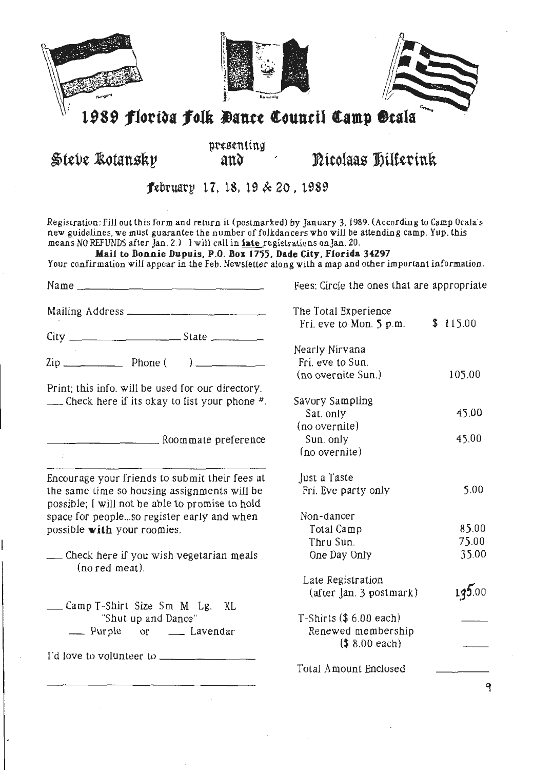# 1989 Florida Folk Dance Council Camp Ocala

Steve Kotansky presenting and Nicolaas Hilferink

**February 17, 18, 19 & 20, 1989**

Registration: Fill out this form and return it (postmarked) by January 3, 1989. (According to Camp Ocala's new guidelines, we must guarantee the number of folkdancers who will be attending camp. Yup, this means NO REFUNDS after Jan. 2.) I will call in **late** registrations on Jan. 20.

**Mail to Bonnie Dupuis, P.O. Box 1755, Dade City, Florida 34297**

Your confirmation will appear in the Feb. Newsletter along with a map and other important information.

Name ____________________

Mailing Address ____________________

City ____________ State ________

Zip ________ Phone (    ) ________

Print; this info. will be used for our directory.

___ Check here if its okay to list your phone #.

____________ Roommate preference

Encourage your friends to submit their fees at the same time so housing assignments will be possible; I will not be able to promise to hold space for people...so register early and when possible **with** your roomies.

___ Check here if you wish vegetarian meals (no red meat).

___ Camp T-Shirt Size Sm M Lg. XL
"Shut up and Dance"
___ Purple or ___ Lavendar

I'd love to volunteer to ____________

Fees: Circle the ones that are appropriate

| | |
|---|---|
| The Total Experience<br>Fri. eve to Mon. 5 p.m. | $ 115.00 |
| Nearly Nirvana<br>Fri. eve to Sun.<br>(no overnite Sun.) | 105.00 |
| Savory Sampling<br>Sat. only<br>(no overnite) | 45.00 |
| Sun. only<br>(no overnite) | 45.00 |
| Just a Taste<br>Fri. Eve party only | 5.00 |
| Non-dancer<br>Total Camp | 85.00 |
| Thru Sun. | 75.00 |
| One Day Only | 35.00 |
| Late Registration<br>(after Jan. 3 postmark) | 135.00 |
| T-Shirts ($ 6.00 each) | ____ |
| Renewed membership<br>($ 8.00 each) | ____ |
| Total Amount Enclosed | ____ |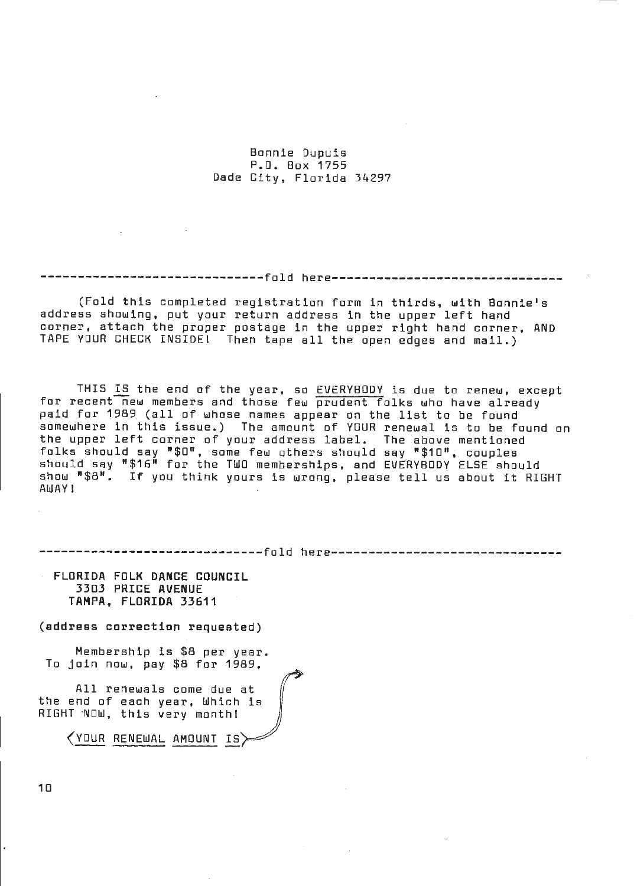Bonnie Dupuis
P.O. Box 1755
Dade City, Florida 34297

------------------------------fold here------------------------------

(Fold this completed registration form in thirds, with Bonnie's address showing, put your return address in the upper left hand corner, attach the proper postage in the upper right hand corner, AND TAPE YOUR CHECK INSIDE! Then tape all the open edges and mail.)

THIS IS the end of the year, so EVERYBODY is due to renew, except for recent new members and those few prudent folks who have already paid for 1989 (all of whose names appear on the list to be found somewhere in this issue.) The amount of YOUR renewal is to be found on the upper left corner of your address label. The above mentioned folks should say "$0", some few others should say "$10", couples should say "$16" for the TWO memberships, and EVERYBODY ELSE should show "$8". If you think yours is wrong, please tell us about it RIGHT AWAY!

------------------------------fold here------------------------------

**FLORIDA FOLK DANCE COUNCIL**
**3303 PRICE AVENUE**
**TAMPA, FLORIDA 33611**

**(address correction requested)**

Membership is $8 per year. To join now, pay $8 for 1989.

All renewals come due at the end of each year, Which is RIGHT NOW, this very month!

<YOUR RENEWAL AMOUNT IS>